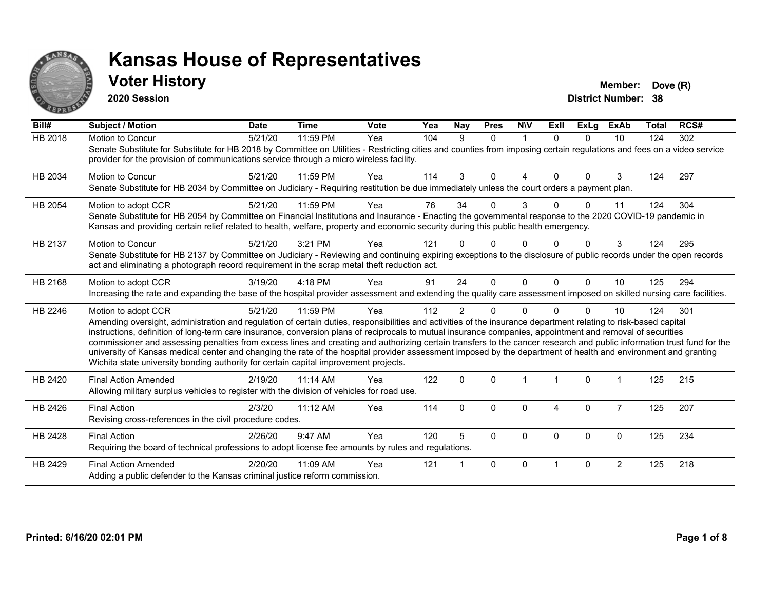# Kansas House of Representatives

## Voter History

**2020 Session**

**Member:** Dove (R)
**District Number:** 38

| Bill# | Subject / Motion | Date | Time | Vote | Yea | Nay | Pres | N\V | ExII | ExLg | ExAb | Total | RCS# |
|---|---|---|---|---|---|---|---|---|---|---|---|---|---|
| HB 2018 | Motion to Concur | 5/21/20 | 11:59 PM | Yea | 104 | 9 | 0 | 1 | 0 | 0 | 10 | 124 | 302 |
| | Senate Substitute for Substitute for HB 2018 by Committee on Utilities - Restricting cities and counties from imposing certain regulations and fees on a video service provider for the provision of communications service through a micro wireless facility. | | | | | | | | | | | | |
| HB 2034 | Motion to Concur | 5/21/20 | 11:59 PM | Yea | 114 | 3 | 0 | 4 | 0 | 0 | 3 | 124 | 297 |
| | Senate Substitute for HB 2034 by Committee on Judiciary - Requiring restitution be due immediately unless the court orders a payment plan. | | | | | | | | | | | | |
| HB 2054 | Motion to adopt CCR | 5/21/20 | 11:59 PM | Yea | 76 | 34 | 0 | 3 | 0 | 0 | 11 | 124 | 304 |
| | Senate Substitute for HB 2054 by Committee on Financial Institutions and Insurance - Enacting the governmental response to the 2020 COVID-19 pandemic in Kansas and providing certain relief related to health, welfare, property and economic security during this public health emergency. | | | | | | | | | | | | |
| HB 2137 | Motion to Concur | 5/21/20 | 3:21 PM | Yea | 121 | 0 | 0 | 0 | 0 | 0 | 3 | 124 | 295 |
| | Senate Substitute for HB 2137 by Committee on Judiciary - Reviewing and continuing expiring exceptions to the disclosure of public records under the open records act and eliminating a photograph record requirement in the scrap metal theft reduction act. | | | | | | | | | | | | |
| HB 2168 | Motion to adopt CCR | 3/19/20 | 4:18 PM | Yea | 91 | 24 | 0 | 0 | 0 | 0 | 10 | 125 | 294 |
| | Increasing the rate and expanding the base of the hospital provider assessment and extending the quality care assessment imposed on skilled nursing care facilities. | | | | | | | | | | | | |
| HB 2246 | Motion to adopt CCR | 5/21/20 | 11:59 PM | Yea | 112 | 2 | 0 | 0 | 0 | 0 | 10 | 124 | 301 |
| | Amending oversight, administration and regulation of certain duties, responsibilities and activities of the insurance department relating to risk-based capital instructions, definition of long-term care insurance, conversion plans of reciprocals to mutual insurance companies, appointment and removal of securities commissioner and assessing penalties from excess lines and creating and authorizing certain transfers to the cancer research and public information trust fund for the university of Kansas medical center and changing the rate of the hospital provider assessment imposed by the department of health and environment and granting Wichita state university bonding authority for certain capital improvement projects. | | | | | | | | | | | | |
| HB 2420 | Final Action Amended | 2/19/20 | 11:14 AM | Yea | 122 | 0 | 0 | 1 | 1 | 0 | 1 | 125 | 215 |
| | Allowing military surplus vehicles to register with the division of vehicles for road use. | | | | | | | | | | | | |
| HB 2426 | Final Action | 2/3/20 | 11:12 AM | Yea | 114 | 0 | 0 | 0 | 4 | 0 | 7 | 125 | 207 |
| | Revising cross-references in the civil procedure codes. | | | | | | | | | | | | |
| HB 2428 | Final Action | 2/26/20 | 9:47 AM | Yea | 120 | 5 | 0 | 0 | 0 | 0 | 0 | 125 | 234 |
| | Requiring the board of technical professions to adopt license fee amounts by rules and regulations. | | | | | | | | | | | | |
| HB 2429 | Final Action Amended | 2/20/20 | 11:09 AM | Yea | 121 | 1 | 0 | 0 | 1 | 0 | 2 | 125 | 218 |
| | Adding a public defender to the Kansas criminal justice reform commission. | | | | | | | | | | | | |

Printed: 6/16/20 02:01 PM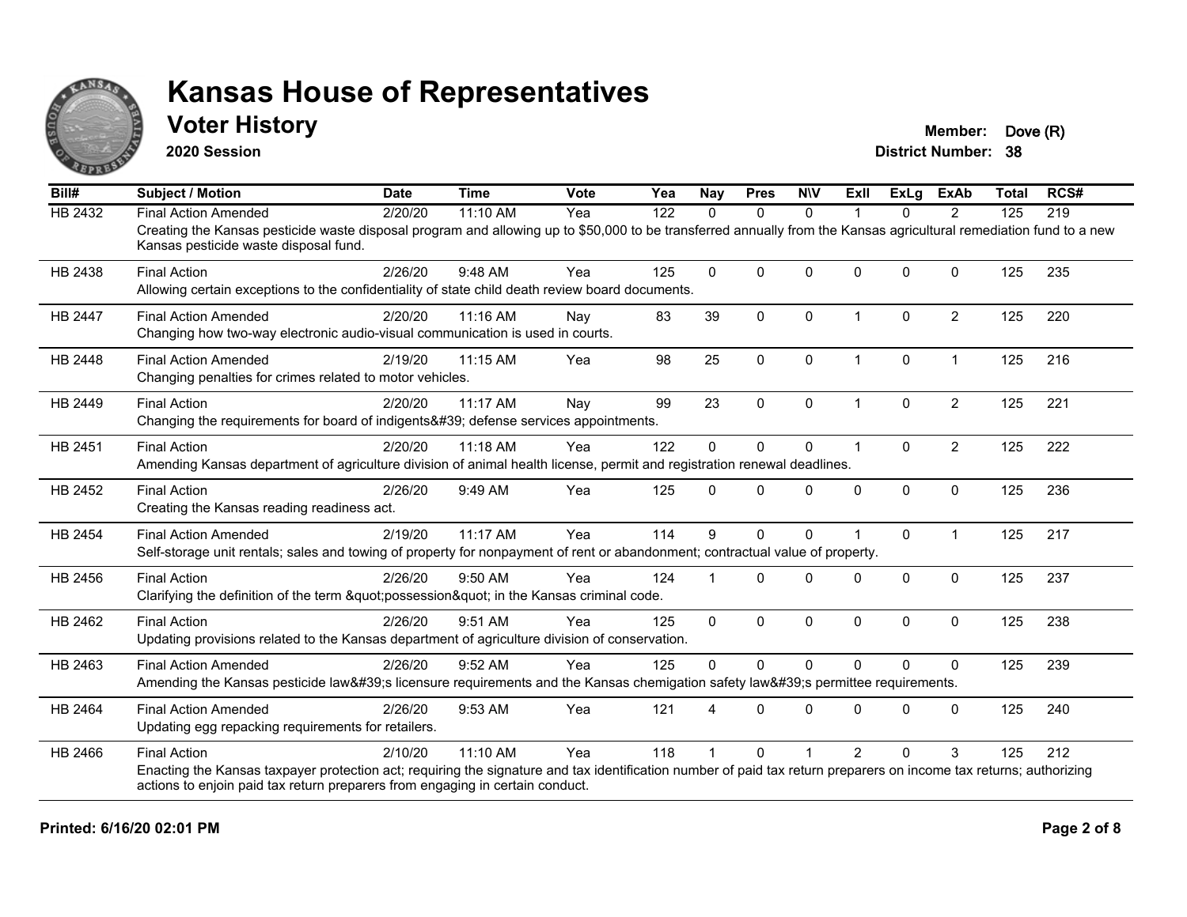# Kansas House of Representatives

## Voter History

**2020 Session**

**Member:** Dove (R)
**District Number:** 38

| Bill# | Subject / Motion | Date | Time | Vote | Yea | Nay | Pres | N\V | ExII | ExLg | ExAb | Total | RCS# |
|---|---|---|---|---|---|---|---|---|---|---|---|---|---|
| HB 2432 | Final Action Amended | 2/20/20 | 11:10 AM | Yea | 122 | 0 | 0 | 0 | 1 | 0 | 2 | 125 | 219 |
| | Creating the Kansas pesticide waste disposal program and allowing up to $50,000 to be transferred annually from the Kansas agricultural remediation fund to a new Kansas pesticide waste disposal fund. | | | | | | | | | | | | |
| HB 2438 | Final Action | 2/26/20 | 9:48 AM | Yea | 125 | 0 | 0 | 0 | 0 | 0 | 0 | 125 | 235 |
| | Allowing certain exceptions to the confidentiality of state child death review board documents. | | | | | | | | | | | | |
| HB 2447 | Final Action Amended | 2/20/20 | 11:16 AM | Nay | 83 | 39 | 0 | 0 | 1 | 0 | 2 | 125 | 220 |
| | Changing how two-way electronic audio-visual communication is used in courts. | | | | | | | | | | | | |
| HB 2448 | Final Action Amended | 2/19/20 | 11:15 AM | Yea | 98 | 25 | 0 | 0 | 1 | 0 | 1 | 125 | 216 |
| | Changing penalties for crimes related to motor vehicles. | | | | | | | | | | | | |
| HB 2449 | Final Action | 2/20/20 | 11:17 AM | Nay | 99 | 23 | 0 | 0 | 1 | 0 | 2 | 125 | 221 |
| | Changing the requirements for board of indigents&#39; defense services appointments. | | | | | | | | | | | | |
| HB 2451 | Final Action | 2/20/20 | 11:18 AM | Yea | 122 | 0 | 0 | 0 | 1 | 0 | 2 | 125 | 222 |
| | Amending Kansas department of agriculture division of animal health license, permit and registration renewal deadlines. | | | | | | | | | | | | |
| HB 2452 | Final Action | 2/26/20 | 9:49 AM | Yea | 125 | 0 | 0 | 0 | 0 | 0 | 0 | 125 | 236 |
| | Creating the Kansas reading readiness act. | | | | | | | | | | | | |
| HB 2454 | Final Action Amended | 2/19/20 | 11:17 AM | Yea | 114 | 9 | 0 | 0 | 1 | 0 | 1 | 125 | 217 |
| | Self-storage unit rentals; sales and towing of property for nonpayment of rent or abandonment; contractual value of property. | | | | | | | | | | | | |
| HB 2456 | Final Action | 2/26/20 | 9:50 AM | Yea | 124 | 1 | 0 | 0 | 0 | 0 | 0 | 125 | 237 |
| | Clarifying the definition of the term &quot;possession&quot; in the Kansas criminal code. | | | | | | | | | | | | |
| HB 2462 | Final Action | 2/26/20 | 9:51 AM | Yea | 125 | 0 | 0 | 0 | 0 | 0 | 0 | 125 | 238 |
| | Updating provisions related to the Kansas department of agriculture division of conservation. | | | | | | | | | | | | |
| HB 2463 | Final Action Amended | 2/26/20 | 9:52 AM | Yea | 125 | 0 | 0 | 0 | 0 | 0 | 0 | 125 | 239 |
| | Amending the Kansas pesticide law&#39;s licensure requirements and the Kansas chemigation safety law&#39;s permittee requirements. | | | | | | | | | | | | |
| HB 2464 | Final Action Amended | 2/26/20 | 9:53 AM | Yea | 121 | 4 | 0 | 0 | 0 | 0 | 0 | 125 | 240 |
| | Updating egg repacking requirements for retailers. | | | | | | | | | | | | |
| HB 2466 | Final Action | 2/10/20 | 11:10 AM | Yea | 118 | 1 | 0 | 1 | 2 | 0 | 3 | 125 | 212 |
| | Enacting the Kansas taxpayer protection act; requiring the signature and tax identification number of paid tax return preparers on income tax returns; authorizing actions to enjoin paid tax return preparers from engaging in certain conduct. | | | | | | | | | | | | |

**Printed: 6/16/20 02:01 PM**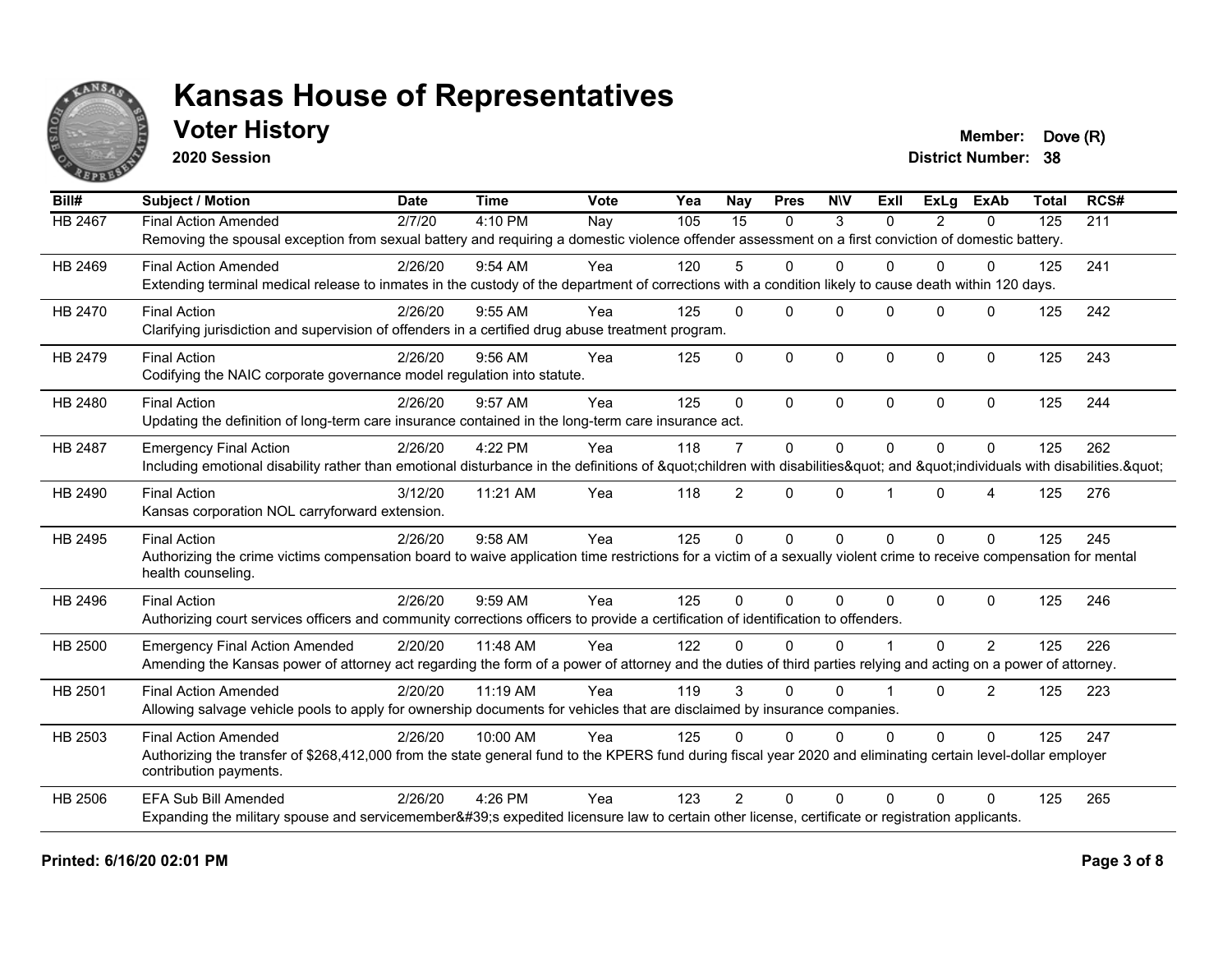# Kansas House of Representatives

## Voter History

**2020 Session**

**Member:** Dove (R)
**District Number:** 38

| Bill# | Subject / Motion | Date | Time | Vote | Yea | Nay | Pres | N\V | ExII | ExLg | ExAb | Total | RCS# |
|---|---|---|---|---|---|---|---|---|---|---|---|---|---|
| HB 2467 | Final Action Amended | 2/7/20 | 4:10 PM | Nay | 105 | 15 | 0 | 3 | 0 | 2 | 0 | 125 | 211 |
| | Removing the spousal exception from sexual battery and requiring a domestic violence offender assessment on a first conviction of domestic battery. | | | | | | | | | | | | |
| HB 2469 | Final Action Amended | 2/26/20 | 9:54 AM | Yea | 120 | 5 | 0 | 0 | 0 | 0 | 0 | 125 | 241 |
| | Extending terminal medical release to inmates in the custody of the department of corrections with a condition likely to cause death within 120 days. | | | | | | | | | | | | |
| HB 2470 | Final Action | 2/26/20 | 9:55 AM | Yea | 125 | 0 | 0 | 0 | 0 | 0 | 0 | 125 | 242 |
| | Clarifying jurisdiction and supervision of offenders in a certified drug abuse treatment program. | | | | | | | | | | | | |
| HB 2479 | Final Action | 2/26/20 | 9:56 AM | Yea | 125 | 0 | 0 | 0 | 0 | 0 | 0 | 125 | 243 |
| | Codifying the NAIC corporate governance model regulation into statute. | | | | | | | | | | | | |
| HB 2480 | Final Action | 2/26/20 | 9:57 AM | Yea | 125 | 0 | 0 | 0 | 0 | 0 | 0 | 125 | 244 |
| | Updating the definition of long-term care insurance contained in the long-term care insurance act. | | | | | | | | | | | | |
| HB 2487 | Emergency Final Action | 2/26/20 | 4:22 PM | Yea | 118 | 7 | 0 | 0 | 0 | 0 | 0 | 125 | 262 |
| | Including emotional disability rather than emotional disturbance in the definitions of &quot;children with disabilities&quot; and &quot;individuals with disabilities.&quot; | | | | | | | | | | | | |
| HB 2490 | Final Action | 3/12/20 | 11:21 AM | Yea | 118 | 2 | 0 | 0 | 1 | 0 | 4 | 125 | 276 |
| | Kansas corporation NOL carryforward extension. | | | | | | | | | | | | |
| HB 2495 | Final Action | 2/26/20 | 9:58 AM | Yea | 125 | 0 | 0 | 0 | 0 | 0 | 0 | 125 | 245 |
| | Authorizing the crime victims compensation board to waive application time restrictions for a victim of a sexually violent crime to receive compensation for mental health counseling. | | | | | | | | | | | | |
| HB 2496 | Final Action | 2/26/20 | 9:59 AM | Yea | 125 | 0 | 0 | 0 | 0 | 0 | 0 | 125 | 246 |
| | Authorizing court services officers and community corrections officers to provide a certification of identification to offenders. | | | | | | | | | | | | |
| HB 2500 | Emergency Final Action Amended | 2/20/20 | 11:48 AM | Yea | 122 | 0 | 0 | 0 | 1 | 0 | 2 | 125 | 226 |
| | Amending the Kansas power of attorney act regarding the form of a power of attorney and the duties of third parties relying and acting on a power of attorney. | | | | | | | | | | | | |
| HB 2501 | Final Action Amended | 2/20/20 | 11:19 AM | Yea | 119 | 3 | 0 | 0 | 1 | 0 | 2 | 125 | 223 |
| | Allowing salvage vehicle pools to apply for ownership documents for vehicles that are disclaimed by insurance companies. | | | | | | | | | | | | |
| HB 2503 | Final Action Amended | 2/26/20 | 10:00 AM | Yea | 125 | 0 | 0 | 0 | 0 | 0 | 0 | 125 | 247 |
| | Authorizing the transfer of $268,412,000 from the state general fund to the KPERS fund during fiscal year 2020 and eliminating certain level-dollar employer contribution payments. | | | | | | | | | | | | |
| HB 2506 | EFA Sub Bill Amended | 2/26/20 | 4:26 PM | Yea | 123 | 2 | 0 | 0 | 0 | 0 | 0 | 125 | 265 |
| | Expanding the military spouse and servicemember&#39;s expedited licensure law to certain other license, certificate or registration applicants. | | | | | | | | | | | | |

**Printed: 6/16/20 02:01 PM**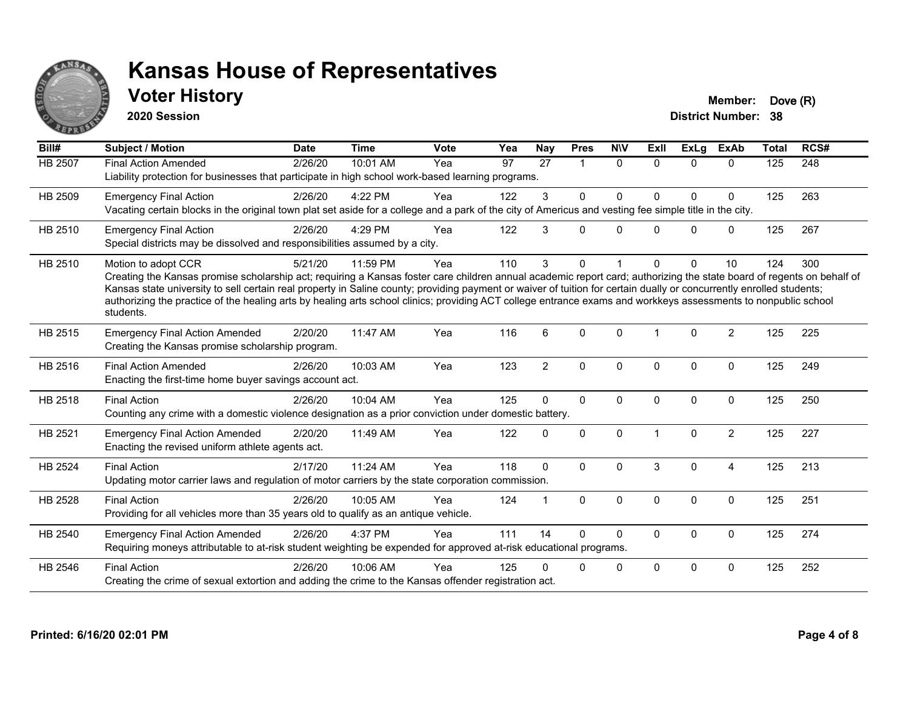# Kansas House of Representatives

## Voter History

**2020 Session**

**Member:** Dove (R)
**District Number:** 38

| Bill# | Subject / Motion | Date | Time | Vote | Yea | Nay | Pres | N\V | ExII | ExLg | ExAb | Total | RCS# |
|---|---|---|---|---|---|---|---|---|---|---|---|---|---|
| HB 2507 | Final Action Amended | 2/26/20 | 10:01 AM | Yea | 97 | 27 | 1 | 0 | 0 | 0 | 0 | 125 | 248 |
| | Liability protection for businesses that participate in high school work-based learning programs. | | | | | | | | | | | | |
| HB 2509 | Emergency Final Action | 2/26/20 | 4:22 PM | Yea | 122 | 3 | 0 | 0 | 0 | 0 | 0 | 125 | 263 |
| | Vacating certain blocks in the original town plat set aside for a college and a park of the city of Americus and vesting fee simple title in the city. | | | | | | | | | | | | |
| HB 2510 | Emergency Final Action | 2/26/20 | 4:29 PM | Yea | 122 | 3 | 0 | 0 | 0 | 0 | 0 | 125 | 267 |
| | Special districts may be dissolved and responsibilities assumed by a city. | | | | | | | | | | | | |
| HB 2510 | Motion to adopt CCR | 5/21/20 | 11:59 PM | Yea | 110 | 3 | 0 | 1 | 0 | 0 | 10 | 124 | 300 |
| | Creating the Kansas promise scholarship act; requiring a Kansas foster care children annual academic report card; authorizing the state board of regents on behalf of Kansas state university to sell certain real property in Saline county; providing payment or waiver of tuition for certain dually or concurrently enrolled students; authorizing the practice of the healing arts by healing arts school clinics; providing ACT college entrance exams and workkeys assessments to nonpublic school students. | | | | | | | | | | | | |
| HB 2515 | Emergency Final Action Amended | 2/20/20 | 11:47 AM | Yea | 116 | 6 | 0 | 0 | 1 | 0 | 2 | 125 | 225 |
| | Creating the Kansas promise scholarship program. | | | | | | | | | | | | |
| HB 2516 | Final Action Amended | 2/26/20 | 10:03 AM | Yea | 123 | 2 | 0 | 0 | 0 | 0 | 0 | 125 | 249 |
| | Enacting the first-time home buyer savings account act. | | | | | | | | | | | | |
| HB 2518 | Final Action | 2/26/20 | 10:04 AM | Yea | 125 | 0 | 0 | 0 | 0 | 0 | 0 | 125 | 250 |
| | Counting any crime with a domestic violence designation as a prior conviction under domestic battery. | | | | | | | | | | | | |
| HB 2521 | Emergency Final Action Amended | 2/20/20 | 11:49 AM | Yea | 122 | 0 | 0 | 0 | 1 | 0 | 2 | 125 | 227 |
| | Enacting the revised uniform athlete agents act. | | | | | | | | | | | | |
| HB 2524 | Final Action | 2/17/20 | 11:24 AM | Yea | 118 | 0 | 0 | 0 | 3 | 0 | 4 | 125 | 213 |
| | Updating motor carrier laws and regulation of motor carriers by the state corporation commission. | | | | | | | | | | | | |
| HB 2528 | Final Action | 2/26/20 | 10:05 AM | Yea | 124 | 1 | 0 | 0 | 0 | 0 | 0 | 125 | 251 |
| | Providing for all vehicles more than 35 years old to qualify as an antique vehicle. | | | | | | | | | | | | |
| HB 2540 | Emergency Final Action Amended | 2/26/20 | 4:37 PM | Yea | 111 | 14 | 0 | 0 | 0 | 0 | 0 | 125 | 274 |
| | Requiring moneys attributable to at-risk student weighting be expended for approved at-risk educational programs. | | | | | | | | | | | | |
| HB 2546 | Final Action | 2/26/20 | 10:06 AM | Yea | 125 | 0 | 0 | 0 | 0 | 0 | 0 | 125 | 252 |
| | Creating the crime of sexual extortion and adding the crime to the Kansas offender registration act. | | | | | | | | | | | | |

**Printed: 6/16/20 02:01 PM**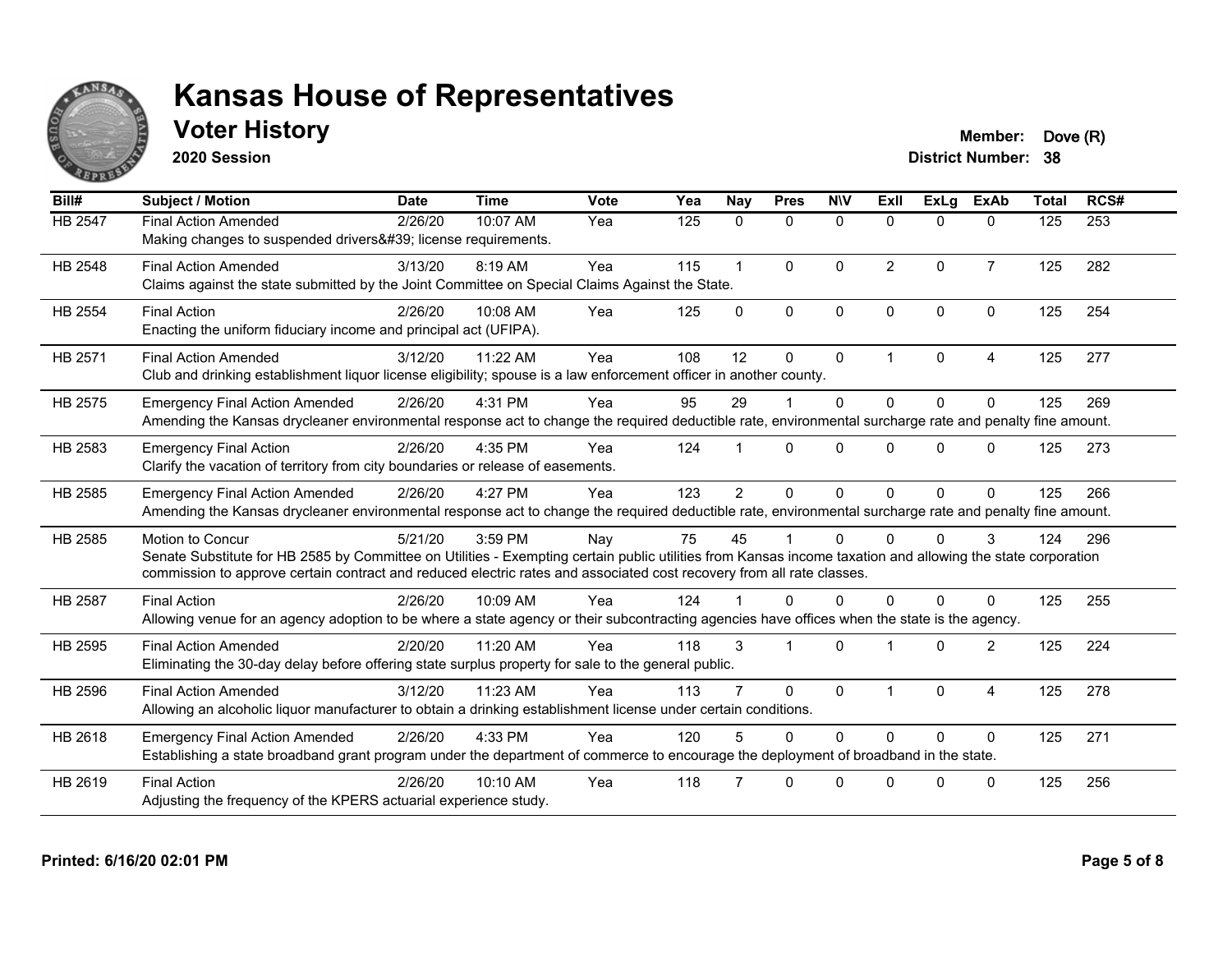# Kansas House of Representatives

## Voter History

**2020 Session**

**Member:** Dove (R)
**District Number:** 38

| Bill# | Subject / Motion | Date | Time | Vote | Yea | Nay | Pres | N\V | ExII | ExLg | ExAb | Total | RCS# |
|---|---|---|---|---|---|---|---|---|---|---|---|---|---|
| HB 2547 | Final Action Amended<br>Making changes to suspended drivers&#39; license requirements. | 2/26/20 | 10:07 AM | Yea | 125 | 0 | 0 | 0 | 0 | 0 | 0 | 125 | 253 |
| HB 2548 | Final Action Amended<br>Claims against the state submitted by the Joint Committee on Special Claims Against the State. | 3/13/20 | 8:19 AM | Yea | 115 | 1 | 0 | 0 | 2 | 0 | 7 | 125 | 282 |
| HB 2554 | Final Action<br>Enacting the uniform fiduciary income and principal act (UFIPA). | 2/26/20 | 10:08 AM | Yea | 125 | 0 | 0 | 0 | 0 | 0 | 0 | 125 | 254 |
| HB 2571 | Final Action Amended<br>Club and drinking establishment liquor license eligibility; spouse is a law enforcement officer in another county. | 3/12/20 | 11:22 AM | Yea | 108 | 12 | 0 | 0 | 1 | 0 | 4 | 125 | 277 |
| HB 2575 | Emergency Final Action Amended<br>Amending the Kansas drycleaner environmental response act to change the required deductible rate, environmental surcharge rate and penalty fine amount. | 2/26/20 | 4:31 PM | Yea | 95 | 29 | 1 | 0 | 0 | 0 | 0 | 125 | 269 |
| HB 2583 | Emergency Final Action<br>Clarify the vacation of territory from city boundaries or release of easements. | 2/26/20 | 4:35 PM | Yea | 124 | 1 | 0 | 0 | 0 | 0 | 0 | 125 | 273 |
| HB 2585 | Emergency Final Action Amended<br>Amending the Kansas drycleaner environmental response act to change the required deductible rate, environmental surcharge rate and penalty fine amount. | 2/26/20 | 4:27 PM | Yea | 123 | 2 | 0 | 0 | 0 | 0 | 0 | 125 | 266 |
| HB 2585 | Motion to Concur<br>Senate Substitute for HB 2585 by Committee on Utilities - Exempting certain public utilities from Kansas income taxation and allowing the state corporation commission to approve certain contract and reduced electric rates and associated cost recovery from all rate classes. | 5/21/20 | 3:59 PM | Nay | 75 | 45 | 1 | 0 | 0 | 0 | 3 | 124 | 296 |
| HB 2587 | Final Action<br>Allowing venue for an agency adoption to be where a state agency or their subcontracting agencies have offices when the state is the agency. | 2/26/20 | 10:09 AM | Yea | 124 | 1 | 0 | 0 | 0 | 0 | 0 | 125 | 255 |
| HB 2595 | Final Action Amended<br>Eliminating the 30-day delay before offering state surplus property for sale to the general public. | 2/20/20 | 11:20 AM | Yea | 118 | 3 | 1 | 0 | 1 | 0 | 2 | 125 | 224 |
| HB 2596 | Final Action Amended<br>Allowing an alcoholic liquor manufacturer to obtain a drinking establishment license under certain conditions. | 3/12/20 | 11:23 AM | Yea | 113 | 7 | 0 | 0 | 1 | 0 | 4 | 125 | 278 |
| HB 2618 | Emergency Final Action Amended<br>Establishing a state broadband grant program under the department of commerce to encourage the deployment of broadband in the state. | 2/26/20 | 4:33 PM | Yea | 120 | 5 | 0 | 0 | 0 | 0 | 0 | 125 | 271 |
| HB 2619 | Final Action<br>Adjusting the frequency of the KPERS actuarial experience study. | 2/26/20 | 10:10 AM | Yea | 118 | 7 | 0 | 0 | 0 | 0 | 0 | 125 | 256 |

**Printed: 6/16/20 02:01 PM**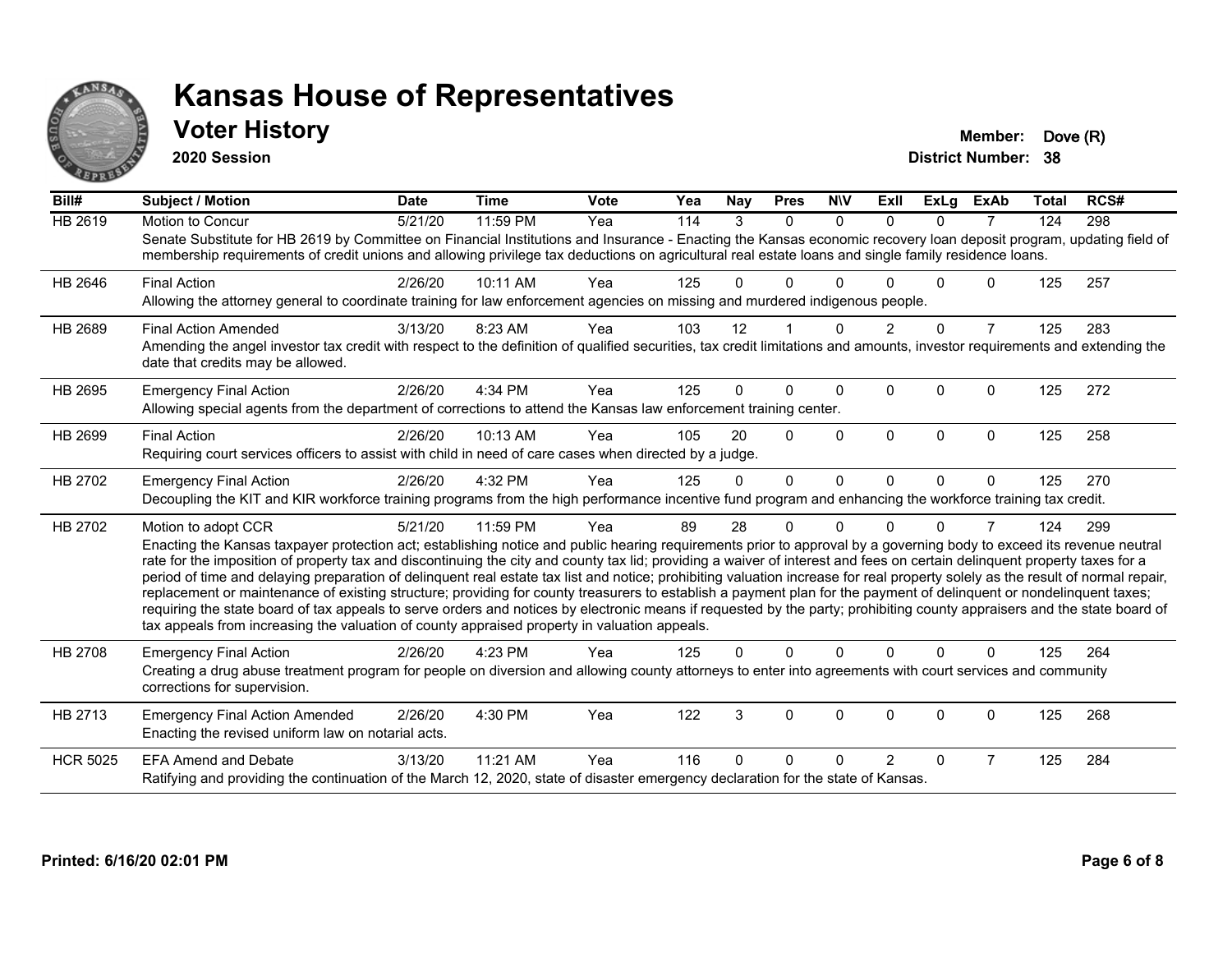# Kansas House of Representatives

## Voter History

**2020 Session**

**Member:** Dove (R)
**District Number:** 38

| Bill# | Subject / Motion | Date | Time | Vote | Yea | Nay | Pres | N\V | ExII | ExLg | ExAb | Total | RCS# |
|---|---|---|---|---|---|---|---|---|---|---|---|---|---|
| HB 2619 | Motion to Concur | 5/21/20 | 11:59 PM | Yea | 114 | 3 | 0 | 0 | 0 | 0 | 7 | 124 | 298 |
| | Senate Substitute for HB 2619 by Committee on Financial Institutions and Insurance - Enacting the Kansas economic recovery loan deposit program, updating field of membership requirements of credit unions and allowing privilege tax deductions on agricultural real estate loans and single family residence loans. | | | | | | | | | | | | |
| HB 2646 | Final Action | 2/26/20 | 10:11 AM | Yea | 125 | 0 | 0 | 0 | 0 | 0 | 0 | 125 | 257 |
| | Allowing the attorney general to coordinate training for law enforcement agencies on missing and murdered indigenous people. | | | | | | | | | | | | |
| HB 2689 | Final Action Amended | 3/13/20 | 8:23 AM | Yea | 103 | 12 | 1 | 0 | 2 | 0 | 7 | 125 | 283 |
| | Amending the angel investor tax credit with respect to the definition of qualified securities, tax credit limitations and amounts, investor requirements and extending the date that credits may be allowed. | | | | | | | | | | | | |
| HB 2695 | Emergency Final Action | 2/26/20 | 4:34 PM | Yea | 125 | 0 | 0 | 0 | 0 | 0 | 0 | 125 | 272 |
| | Allowing special agents from the department of corrections to attend the Kansas law enforcement training center. | | | | | | | | | | | | |
| HB 2699 | Final Action | 2/26/20 | 10:13 AM | Yea | 105 | 20 | 0 | 0 | 0 | 0 | 0 | 125 | 258 |
| | Requiring court services officers to assist with child in need of care cases when directed by a judge. | | | | | | | | | | | | |
| HB 2702 | Emergency Final Action | 2/26/20 | 4:32 PM | Yea | 125 | 0 | 0 | 0 | 0 | 0 | 0 | 125 | 270 |
| | Decoupling the KIT and KIR workforce training programs from the high performance incentive fund program and enhancing the workforce training tax credit. | | | | | | | | | | | | |
| HB 2702 | Motion to adopt CCR | 5/21/20 | 11:59 PM | Yea | 89 | 28 | 0 | 0 | 0 | 0 | 7 | 124 | 299 |
| | Enacting the Kansas taxpayer protection act; establishing notice and public hearing requirements prior to approval by a governing body to exceed its revenue neutral rate for the imposition of property tax and discontinuing the city and county tax lid; providing a waiver of interest and fees on certain delinquent property taxes for a period of time and delaying preparation of delinquent real estate tax list and notice; prohibiting valuation increase for real property solely as the result of normal repair, replacement or maintenance of existing structure; providing for county treasurers to establish a payment plan for the payment of delinquent or nondelinquent taxes; requiring the state board of tax appeals to serve orders and notices by electronic means if requested by the party; prohibiting county appraisers and the state board of tax appeals from increasing the valuation of county appraised property in valuation appeals. | | | | | | | | | | | | |
| HB 2708 | Emergency Final Action | 2/26/20 | 4:23 PM | Yea | 125 | 0 | 0 | 0 | 0 | 0 | 0 | 125 | 264 |
| | Creating a drug abuse treatment program for people on diversion and allowing county attorneys to enter into agreements with court services and community corrections for supervision. | | | | | | | | | | | | |
| HB 2713 | Emergency Final Action Amended | 2/26/20 | 4:30 PM | Yea | 122 | 3 | 0 | 0 | 0 | 0 | 0 | 125 | 268 |
| | Enacting the revised uniform law on notarial acts. | | | | | | | | | | | | |
| HCR 5025 | EFA Amend and Debate | 3/13/20 | 11:21 AM | Yea | 116 | 0 | 0 | 0 | 2 | 0 | 7 | 125 | 284 |
| | Ratifying and providing the continuation of the March 12, 2020, state of disaster emergency declaration for the state of Kansas. | | | | | | | | | | | | |

**Printed: 6/16/20 02:01 PM**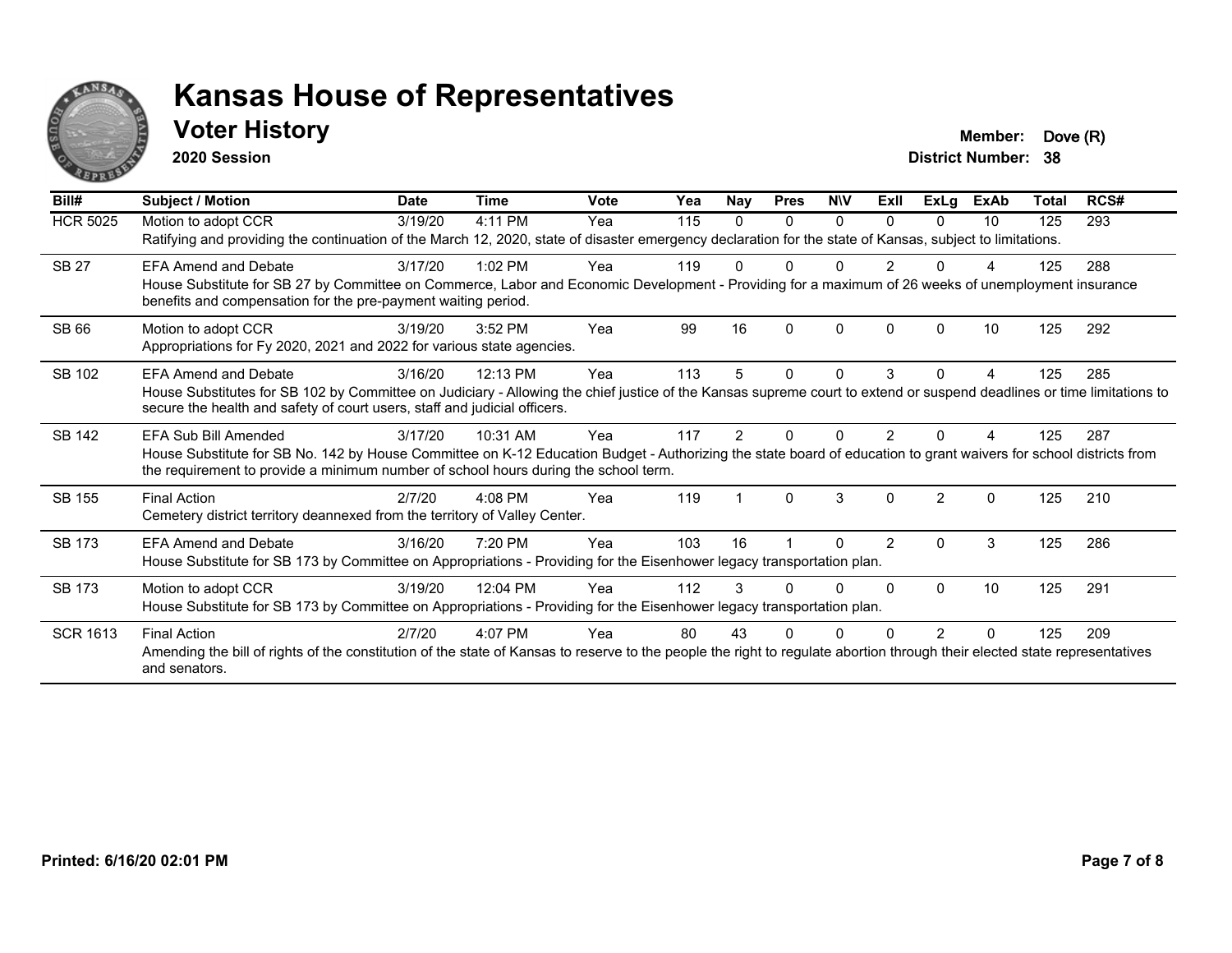# Kansas House of Representatives

## Voter History

**2020 Session**

**Member:** Dove (R)
**District Number:** 38

| Bill# | Subject / Motion | Date | Time | Vote | Yea | Nay | Pres | N\V | ExII | ExLg | ExAb | Total | RCS# |
|---|---|---|---|---|---|---|---|---|---|---|---|---|---|
| HCR 5025 | Motion to adopt CCR | 3/19/20 | 4:11 PM | Yea | 115 | 0 | 0 | 0 | 0 | 0 | 10 | 125 | 293 |
| | Ratifying and providing the continuation of the March 12, 2020, state of disaster emergency declaration for the state of Kansas, subject to limitations. | | | | | | | | | | | | |
| SB 27 | EFA Amend and Debate | 3/17/20 | 1:02 PM | Yea | 119 | 0 | 0 | 0 | 2 | 0 | 4 | 125 | 288 |
| | House Substitute for SB 27 by Committee on Commerce, Labor and Economic Development - Providing for a maximum of 26 weeks of unemployment insurance benefits and compensation for the pre-payment waiting period. | | | | | | | | | | | | |
| SB 66 | Motion to adopt CCR | 3/19/20 | 3:52 PM | Yea | 99 | 16 | 0 | 0 | 0 | 0 | 10 | 125 | 292 |
| | Appropriations for Fy 2020, 2021 and 2022 for various state agencies. | | | | | | | | | | | | |
| SB 102 | EFA Amend and Debate | 3/16/20 | 12:13 PM | Yea | 113 | 5 | 0 | 0 | 3 | 0 | 4 | 125 | 285 |
| | House Substitutes for SB 102 by Committee on Judiciary - Allowing the chief justice of the Kansas supreme court to extend or suspend deadlines or time limitations to secure the health and safety of court users, staff and judicial officers. | | | | | | | | | | | | |
| SB 142 | EFA Sub Bill Amended | 3/17/20 | 10:31 AM | Yea | 117 | 2 | 0 | 0 | 2 | 0 | 4 | 125 | 287 |
| | House Substitute for SB No. 142 by House Committee on K-12 Education Budget - Authorizing the state board of education to grant waivers for school districts from the requirement to provide a minimum number of school hours during the school term. | | | | | | | | | | | | |
| SB 155 | Final Action | 2/7/20 | 4:08 PM | Yea | 119 | 1 | 0 | 3 | 0 | 2 | 0 | 125 | 210 |
| | Cemetery district territory deannexed from the territory of Valley Center. | | | | | | | | | | | | |
| SB 173 | EFA Amend and Debate | 3/16/20 | 7:20 PM | Yea | 103 | 16 | 1 | 0 | 2 | 0 | 3 | 125 | 286 |
| | House Substitute for SB 173 by Committee on Appropriations - Providing for the Eisenhower legacy transportation plan. | | | | | | | | | | | | |
| SB 173 | Motion to adopt CCR | 3/19/20 | 12:04 PM | Yea | 112 | 3 | 0 | 0 | 0 | 0 | 10 | 125 | 291 |
| | House Substitute for SB 173 by Committee on Appropriations - Providing for the Eisenhower legacy transportation plan. | | | | | | | | | | | | |
| SCR 1613 | Final Action | 2/7/20 | 4:07 PM | Yea | 80 | 43 | 0 | 0 | 0 | 2 | 0 | 125 | 209 |
| | Amending the bill of rights of the constitution of the state of Kansas to reserve to the people the right to regulate abortion through their elected state representatives and senators. | | | | | | | | | | | | |

**Printed: 6/16/20 02:01 PM**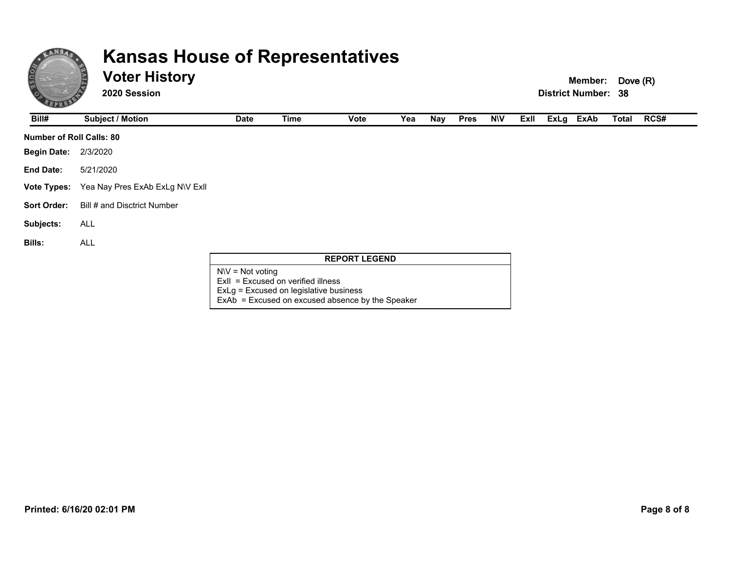# Kansas House of Representatives

## Voter History

**2020 Session**

**Member:** Dove (R)
**District Number:** 38

| Bill# | Subject / Motion | Date | Time | Vote | Yea | Nay | Pres | N\V | ExIl | ExLg | ExAb | Total | RCS# |
|---|---|---|---|---|---|---|---|---|---|---|---|---|---|

**Number of Roll Calls: 80**

**Begin Date:** 2/3/2020

**End Date:** 5/21/2020

**Vote Types:** Yea Nay Pres ExAb ExLg N\V ExIl

**Sort Order:** Bill # and Disctrict Number

**Subjects:** ALL

**Bills:** ALL

| REPORT LEGEND |
|---|
| N\V = Not voting |
| ExIl = Excused on verified illness |
| ExLg = Excused on legislative business |
| ExAb = Excused on excused absence by the Speaker |

**Printed: 6/16/20 02:01 PM**